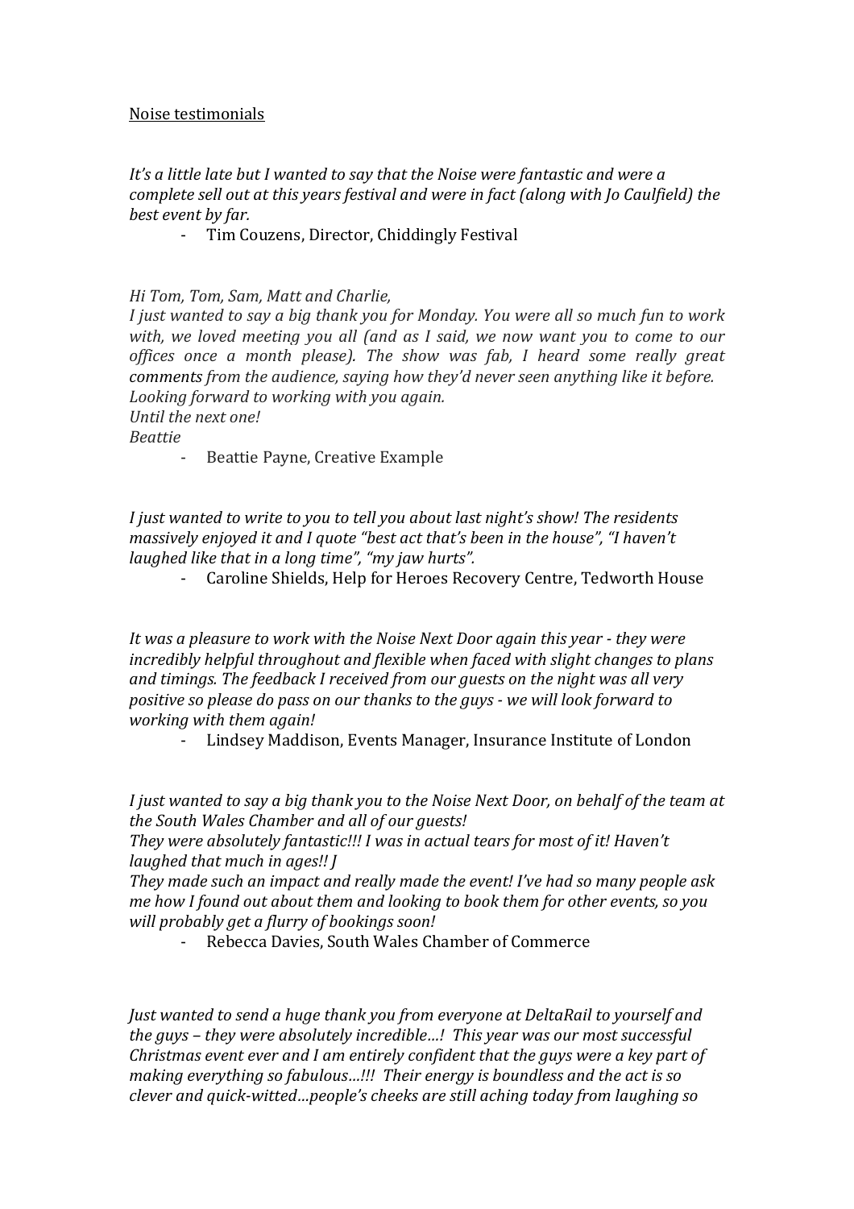Noise testimonials

*It's a little late but I wanted to say that the Noise were fantastic and were a complete sell out at this years festival and were in fact (along with Jo Caulfield) the best event by far.*

- Tim Couzens, Director, Chiddingly Festival

*Hi Tom, Tom, Sam, Matt and Charlie,*
*I just wanted to say a big thank you for Monday. You were all so much fun to work with, we loved meeting you all (and as I said, we now want you to come to our offices once a month please). The show was fab, I heard some really great comments from the audience, saying how they'd never seen anything like it before. Looking forward to working with you again.*
*Until the next one!*
*Beattie*

- Beattie Payne, Creative Example

*I just wanted to write to you to tell you about last night's show! The residents massively enjoyed it and I quote "best act that's been in the house", "I haven't laughed like that in a long time", "my jaw hurts".*

- Caroline Shields, Help for Heroes Recovery Centre, Tedworth House

*It was a pleasure to work with the Noise Next Door again this year - they were incredibly helpful throughout and flexible when faced with slight changes to plans and timings. The feedback I received from our guests on the night was all very positive so please do pass on our thanks to the guys - we will look forward to working with them again!*

- Lindsey Maddison, Events Manager, Insurance Institute of London

*I just wanted to say a big thank you to the Noise Next Door, on behalf of the team at the South Wales Chamber and all of our guests!*
*They were absolutely fantastic!!! I was in actual tears for most of it! Haven't laughed that much in ages!! J*
*They made such an impact and really made the event! I've had so many people ask me how I found out about them and looking to book them for other events, so you will probably get a flurry of bookings soon!*

- Rebecca Davies, South Wales Chamber of Commerce

*Just wanted to send a huge thank you from everyone at DeltaRail to yourself and the guys – they were absolutely incredible…! This year was our most successful Christmas event ever and I am entirely confident that the guys were a key part of making everything so fabulous…!!! Their energy is boundless and the act is so clever and quick-witted…people's cheeks are still aching today from laughing so*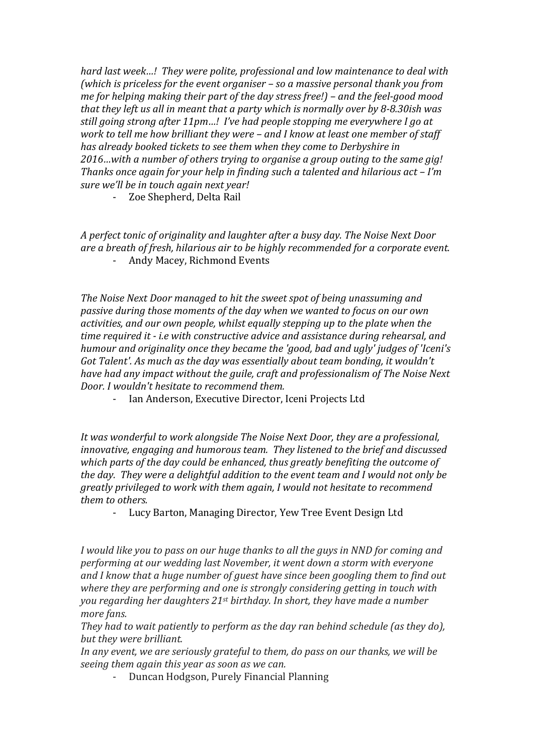*hard last week…! They were polite, professional and low maintenance to deal with (which is priceless for the event organiser – so a massive personal thank you from me for helping making their part of the day stress free!) – and the feel-good mood that they left us all in meant that a party which is normally over by 8-8.30ish was still going strong after 11pm…! I've had people stopping me everywhere I go at work to tell me how brilliant they were – and I know at least one member of staff has already booked tickets to see them when they come to Derbyshire in 2016…with a number of others trying to organise a group outing to the same gig! Thanks once again for your help in finding such a talented and hilarious act – I'm sure we'll be in touch again next year!*

- Zoe Shepherd, Delta Rail

*A perfect tonic of originality and laughter after a busy day. The Noise Next Door are a breath of fresh, hilarious air to be highly recommended for a corporate event.*

- Andy Macey, Richmond Events

*The Noise Next Door managed to hit the sweet spot of being unassuming and passive during those moments of the day when we wanted to focus on our own activities, and our own people, whilst equally stepping up to the plate when the time required it - i.e with constructive advice and assistance during rehearsal, and humour and originality once they became the 'good, bad and ugly' judges of 'Iceni's Got Talent'. As much as the day was essentially about team bonding, it wouldn't have had any impact without the guile, craft and professionalism of The Noise Next Door. I wouldn't hesitate to recommend them.*

- Ian Anderson, Executive Director, Iceni Projects Ltd

*It was wonderful to work alongside The Noise Next Door, they are a professional, innovative, engaging and humorous team. They listened to the brief and discussed which parts of the day could be enhanced, thus greatly benefiting the outcome of the day. They were a delightful addition to the event team and I would not only be greatly privileged to work with them again, I would not hesitate to recommend them to others.*

- Lucy Barton, Managing Director, Yew Tree Event Design Ltd

*I would like you to pass on our huge thanks to all the guys in NND for coming and performing at our wedding last November, it went down a storm with everyone and I know that a huge number of guest have since been googling them to find out where they are performing and one is strongly considering getting in touch with you regarding her daughters 21st birthday. In short, they have made a number more fans.*

*They had to wait patiently to perform as the day ran behind schedule (as they do), but they were brilliant.*

*In any event, we are seriously grateful to them, do pass on our thanks, we will be seeing them again this year as soon as we can.*

- Duncan Hodgson, Purely Financial Planning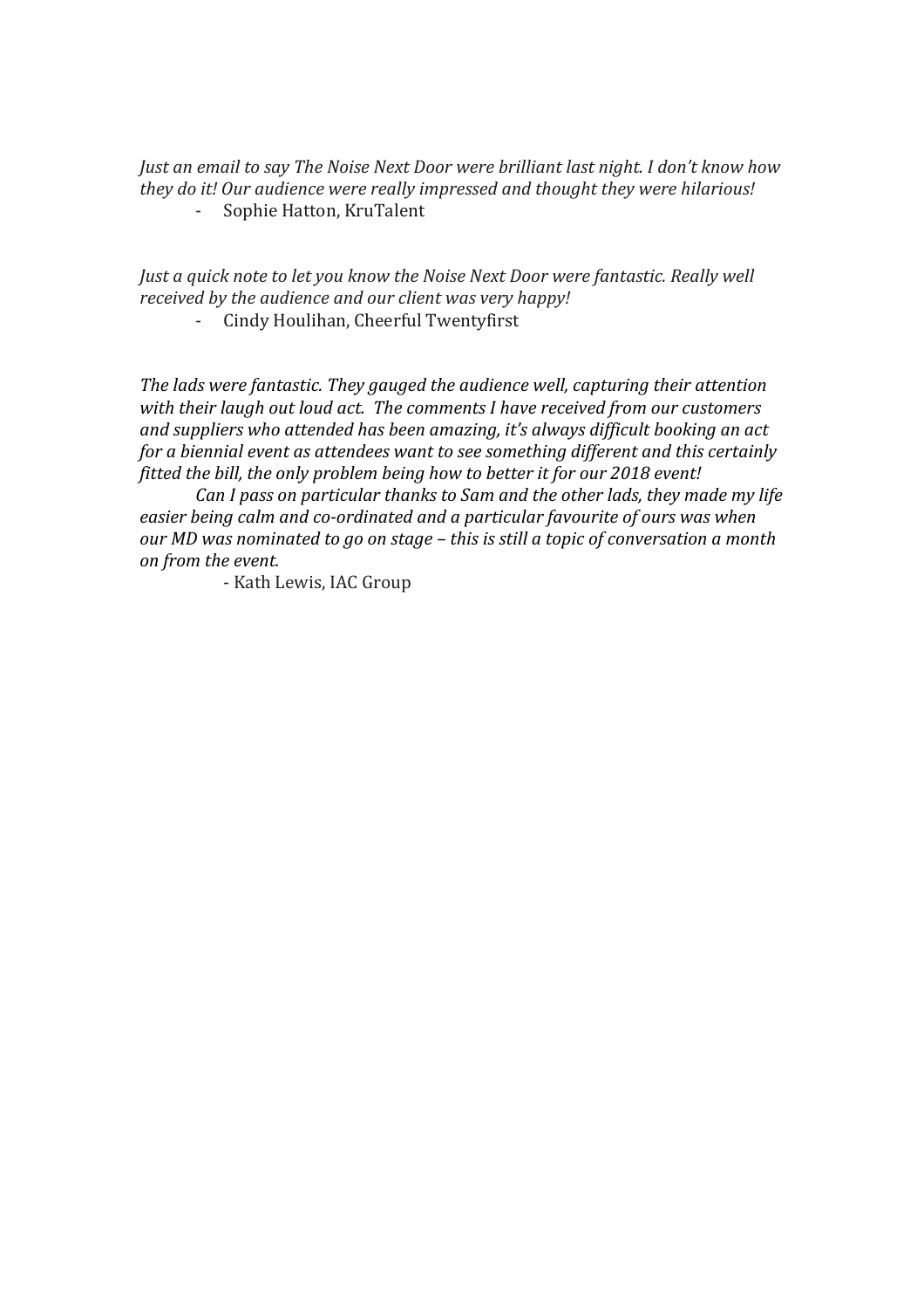*Just an email to say The Noise Next Door were brilliant last night. I don't know how they do it! Our audience were really impressed and thought they were hilarious!*

- Sophie Hatton, KruTalent

*Just a quick note to let you know the Noise Next Door were fantastic. Really well received by the audience and our client was very happy!*

- Cindy Houlihan, Cheerful Twentyfirst

*The lads were fantastic. They gauged the audience well, capturing their attention with their laugh out loud act. The comments I have received from our customers and suppliers who attended has been amazing, it's always difficult booking an act for a biennial event as attendees want to see something different and this certainly fitted the bill, the only problem being how to better it for our 2018 event!*

*Can I pass on particular thanks to Sam and the other lads, they made my life easier being calm and co-ordinated and a particular favourite of ours was when our MD was nominated to go on stage – this is still a topic of conversation a month on from the event.*

- Kath Lewis, IAC Group